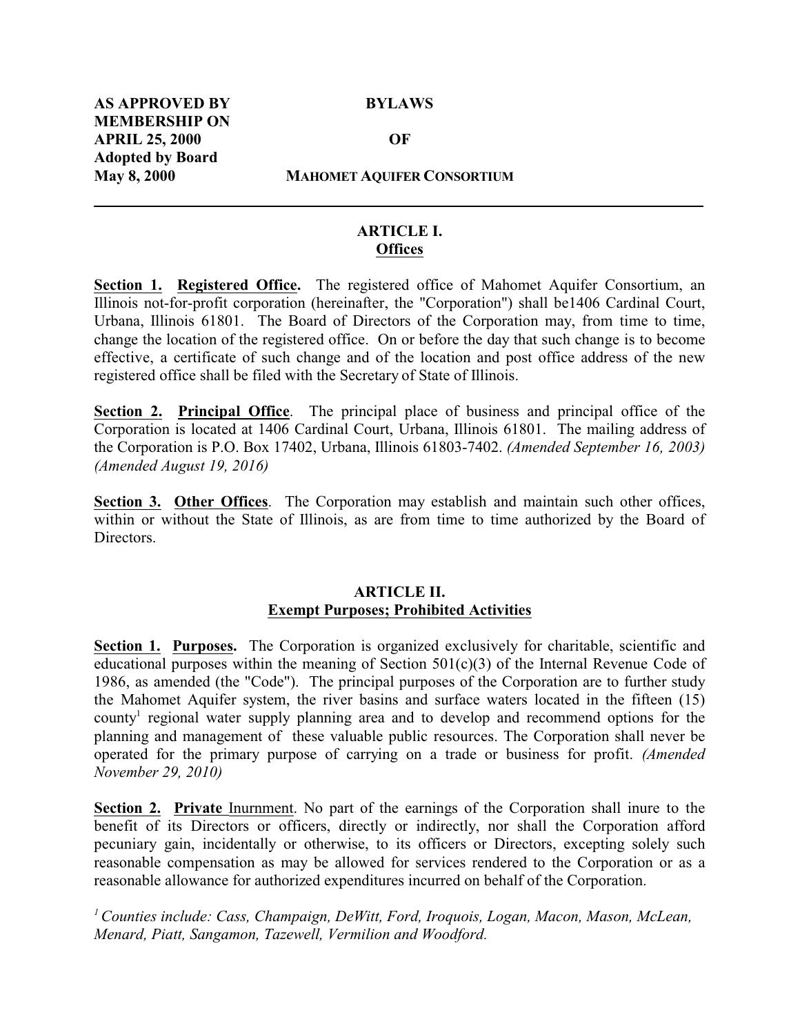**AS APPROVED BY MEMBERSHIP ON APRIL 25, 2000**
**Adopted by Board May 8, 2000**

# BYLAWS OF MAHOMET AQUIFER CONSORTIUM

---

## ARTICLE I.
## Offices

**Section 1. Registered Office.** The registered office of Mahomet Aquifer Consortium, an Illinois not-for-profit corporation (hereinafter, the "Corporation") shall be1406 Cardinal Court, Urbana, Illinois 61801. The Board of Directors of the Corporation may, from time to time, change the location of the registered office. On or before the day that such change is to become effective, a certificate of such change and of the location and post office address of the new registered office shall be filed with the Secretary of State of Illinois.

**Section 2. Principal Office**. The principal place of business and principal office of the Corporation is located at 1406 Cardinal Court, Urbana, Illinois 61801. The mailing address of the Corporation is P.O. Box 17402, Urbana, Illinois 61803-7402. *(Amended September 16, 2003) (Amended August 19, 2016)*

**Section 3. Other Offices**. The Corporation may establish and maintain such other offices, within or without the State of Illinois, as are from time to time authorized by the Board of Directors.

## ARTICLE II.
## Exempt Purposes; Prohibited Activities

**Section 1. Purposes.** The Corporation is organized exclusively for charitable, scientific and educational purposes within the meaning of Section 501(c)(3) of the Internal Revenue Code of 1986, as amended (the "Code"). The principal purposes of the Corporation are to further study the Mahomet Aquifer system, the river basins and surface waters located in the fifteen (15) county[1] regional water supply planning area and to develop and recommend options for the planning and management of these valuable public resources. The Corporation shall never be operated for the primary purpose of carrying on a trade or business for profit. *(Amended November 29, 2010)*

**Section 2. Private Inurnment**. No part of the earnings of the Corporation shall inure to the benefit of its Directors or officers, directly or indirectly, nor shall the Corporation afford pecuniary gain, incidentally or otherwise, to its officers or Directors, excepting solely such reasonable compensation as may be allowed for services rendered to the Corporation or as a reasonable allowance for authorized expenditures incurred on behalf of the Corporation.

*[1] Counties include: Cass, Champaign, DeWitt, Ford, Iroquois, Logan, Macon, Mason, McLean, Menard, Piatt, Sangamon, Tazewell, Vermilion and Woodford.*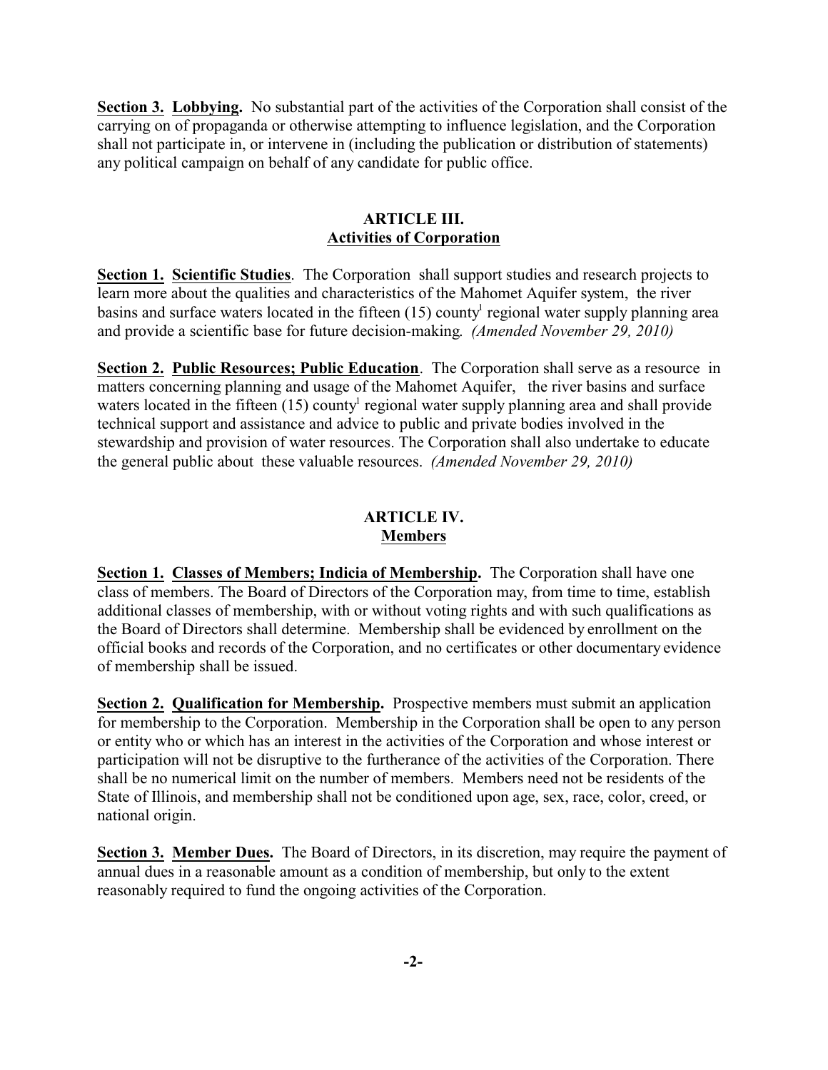**Section 3. Lobbying.** No substantial part of the activities of the Corporation shall consist of the carrying on of propaganda or otherwise attempting to influence legislation, and the Corporation shall not participate in, or intervene in (including the publication or distribution of statements) any political campaign on behalf of any candidate for public office.

## ARTICLE III.
## Activities of Corporation

**Section 1. Scientific Studies**. The Corporation shall support studies and research projects to learn more about the qualities and characteristics of the Mahomet Aquifer system, the river basins and surface waters located in the fifteen (15) county[1] regional water supply planning area and provide a scientific base for future decision-making. *(Amended November 29, 2010)*

**Section 2. Public Resources; Public Education**. The Corporation shall serve as a resource in matters concerning planning and usage of the Mahomet Aquifer, the river basins and surface waters located in the fifteen (15) county[1] regional water supply planning area and shall provide technical support and assistance and advice to public and private bodies involved in the stewardship and provision of water resources. The Corporation shall also undertake to educate the general public about these valuable resources. *(Amended November 29, 2010)*

## ARTICLE IV.
## Members

**Section 1. Classes of Members; Indicia of Membership.** The Corporation shall have one class of members. The Board of Directors of the Corporation may, from time to time, establish additional classes of membership, with or without voting rights and with such qualifications as the Board of Directors shall determine. Membership shall be evidenced by enrollment on the official books and records of the Corporation, and no certificates or other documentary evidence of membership shall be issued.

**Section 2. Qualification for Membership.** Prospective members must submit an application for membership to the Corporation. Membership in the Corporation shall be open to any person or entity who or which has an interest in the activities of the Corporation and whose interest or participation will not be disruptive to the furtherance of the activities of the Corporation. There shall be no numerical limit on the number of members. Members need not be residents of the State of Illinois, and membership shall not be conditioned upon age, sex, race, color, creed, or national origin.

**Section 3. Member Dues.** The Board of Directors, in its discretion, may require the payment of annual dues in a reasonable amount as a condition of membership, but only to the extent reasonably required to fund the ongoing activities of the Corporation.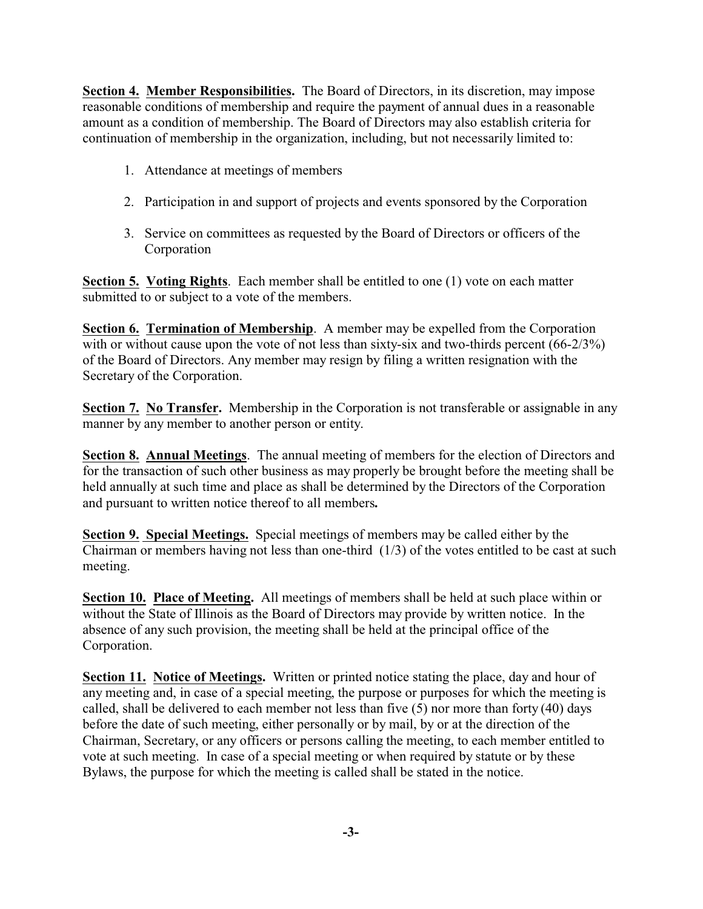**Section 4. Member Responsibilities.** The Board of Directors, in its discretion, may impose reasonable conditions of membership and require the payment of annual dues in a reasonable amount as a condition of membership. The Board of Directors may also establish criteria for continuation of membership in the organization, including, but not necessarily limited to:

1. Attendance at meetings of members
2. Participation in and support of projects and events sponsored by the Corporation
3. Service on committees as requested by the Board of Directors or officers of the Corporation

**Section 5. Voting Rights**. Each member shall be entitled to one (1) vote on each matter submitted to or subject to a vote of the members.

**Section 6. Termination of Membership**. A member may be expelled from the Corporation with or without cause upon the vote of not less than sixty-six and two-thirds percent (66-2/3%) of the Board of Directors. Any member may resign by filing a written resignation with the Secretary of the Corporation.

**Section 7. No Transfer.** Membership in the Corporation is not transferable or assignable in any manner by any member to another person or entity.

**Section 8. Annual Meetings**. The annual meeting of members for the election of Directors and for the transaction of such other business as may properly be brought before the meeting shall be held annually at such time and place as shall be determined by the Directors of the Corporation and pursuant to written notice thereof to all members**.**

**Section 9. Special Meetings.** Special meetings of members may be called either by the Chairman or members having not less than one-third (1/3) of the votes entitled to be cast at such meeting.

**Section 10. Place of Meeting.** All meetings of members shall be held at such place within or without the State of Illinois as the Board of Directors may provide by written notice. In the absence of any such provision, the meeting shall be held at the principal office of the Corporation.

**Section 11. Notice of Meetings.** Written or printed notice stating the place, day and hour of any meeting and, in case of a special meeting, the purpose or purposes for which the meeting is called, shall be delivered to each member not less than five (5) nor more than forty (40) days before the date of such meeting, either personally or by mail, by or at the direction of the Chairman, Secretary, or any officers or persons calling the meeting, to each member entitled to vote at such meeting. In case of a special meeting or when required by statute or by these Bylaws, the purpose for which the meeting is called shall be stated in the notice.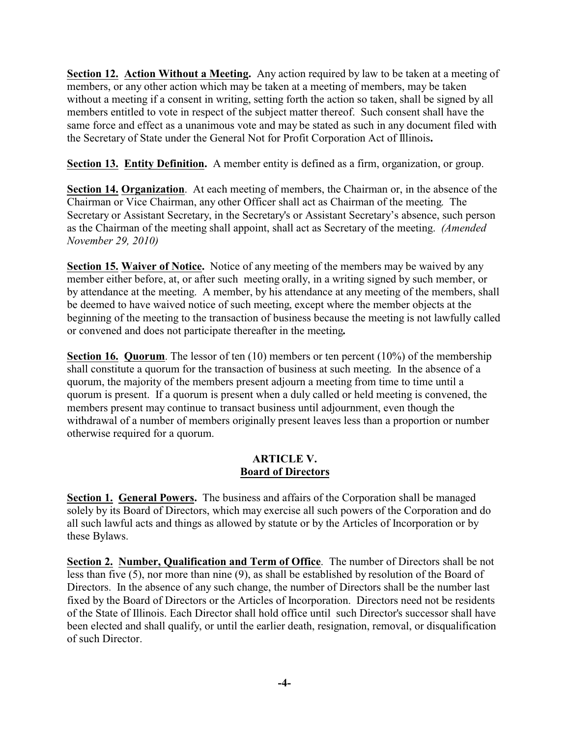**Section 12. Action Without a Meeting.** Any action required by law to be taken at a meeting of members, or any other action which may be taken at a meeting of members, may be taken without a meeting if a consent in writing, setting forth the action so taken, shall be signed by all members entitled to vote in respect of the subject matter thereof. Such consent shall have the same force and effect as a unanimous vote and may be stated as such in any document filed with the Secretary of State under the General Not for Profit Corporation Act of Illinois**.**

**Section 13. Entity Definition.** A member entity is defined as a firm, organization, or group.

**Section 14. Organization**. At each meeting of members, the Chairman or, in the absence of the Chairman or Vice Chairman, any other Officer shall act as Chairman of the meeting. The Secretary or Assistant Secretary, in the Secretary's or Assistant Secretary's absence, such person as the Chairman of the meeting shall appoint, shall act as Secretary of the meeting. *(Amended November 29, 2010)*

**Section 15. Waiver of Notice.** Notice of any meeting of the members may be waived by any member either before, at, or after such meeting orally, in a writing signed by such member, or by attendance at the meeting. A member, by his attendance at any meeting of the members, shall be deemed to have waived notice of such meeting, except where the member objects at the beginning of the meeting to the transaction of business because the meeting is not lawfully called or convened and does not participate thereafter in the meeting**.**

**Section 16. Quorum**. The lessor of ten (10) members or ten percent (10%) of the membership shall constitute a quorum for the transaction of business at such meeting. In the absence of a quorum, the majority of the members present adjourn a meeting from time to time until a quorum is present. If a quorum is present when a duly called or held meeting is convened, the members present may continue to transact business until adjournment, even though the withdrawal of a number of members originally present leaves less than a proportion or number otherwise required for a quorum.

## ARTICLE V.
## Board of Directors

**Section 1. General Powers.** The business and affairs of the Corporation shall be managed solely by its Board of Directors, which may exercise all such powers of the Corporation and do all such lawful acts and things as allowed by statute or by the Articles of Incorporation or by these Bylaws.

**Section 2. Number, Qualification and Term of Office**. The number of Directors shall be not less than five (5), nor more than nine (9), as shall be established by resolution of the Board of Directors. In the absence of any such change, the number of Directors shall be the number last fixed by the Board of Directors or the Articles of Incorporation. Directors need not be residents of the State of Illinois. Each Director shall hold office until such Director's successor shall have been elected and shall qualify, or until the earlier death, resignation, removal, or disqualification of such Director.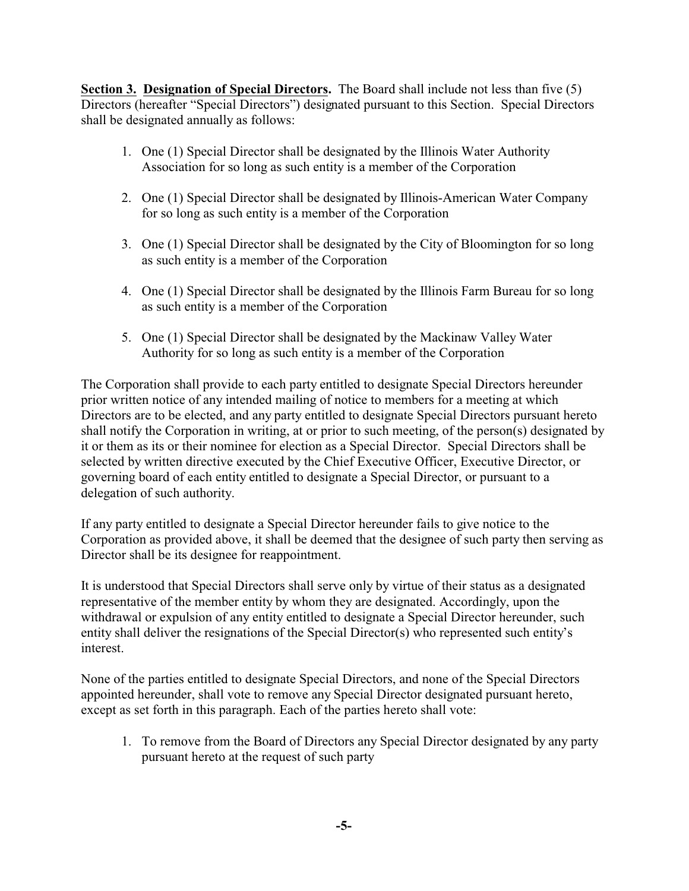**Section 3. Designation of Special Directors.** The Board shall include not less than five (5) Directors (hereafter "Special Directors") designated pursuant to this Section. Special Directors shall be designated annually as follows:

1. One (1) Special Director shall be designated by the Illinois Water Authority Association for so long as such entity is a member of the Corporation
2. One (1) Special Director shall be designated by Illinois-American Water Company for so long as such entity is a member of the Corporation
3. One (1) Special Director shall be designated by the City of Bloomington for so long as such entity is a member of the Corporation
4. One (1) Special Director shall be designated by the Illinois Farm Bureau for so long as such entity is a member of the Corporation
5. One (1) Special Director shall be designated by the Mackinaw Valley Water Authority for so long as such entity is a member of the Corporation

The Corporation shall provide to each party entitled to designate Special Directors hereunder prior written notice of any intended mailing of notice to members for a meeting at which Directors are to be elected, and any party entitled to designate Special Directors pursuant hereto shall notify the Corporation in writing, at or prior to such meeting, of the person(s) designated by it or them as its or their nominee for election as a Special Director. Special Directors shall be selected by written directive executed by the Chief Executive Officer, Executive Director, or governing board of each entity entitled to designate a Special Director, or pursuant to a delegation of such authority.

If any party entitled to designate a Special Director hereunder fails to give notice to the Corporation as provided above, it shall be deemed that the designee of such party then serving as Director shall be its designee for reappointment.

It is understood that Special Directors shall serve only by virtue of their status as a designated representative of the member entity by whom they are designated. Accordingly, upon the withdrawal or expulsion of any entity entitled to designate a Special Director hereunder, such entity shall deliver the resignations of the Special Director(s) who represented such entity's interest.

None of the parties entitled to designate Special Directors, and none of the Special Directors appointed hereunder, shall vote to remove any Special Director designated pursuant hereto, except as set forth in this paragraph. Each of the parties hereto shall vote:

1. To remove from the Board of Directors any Special Director designated by any party pursuant hereto at the request of such party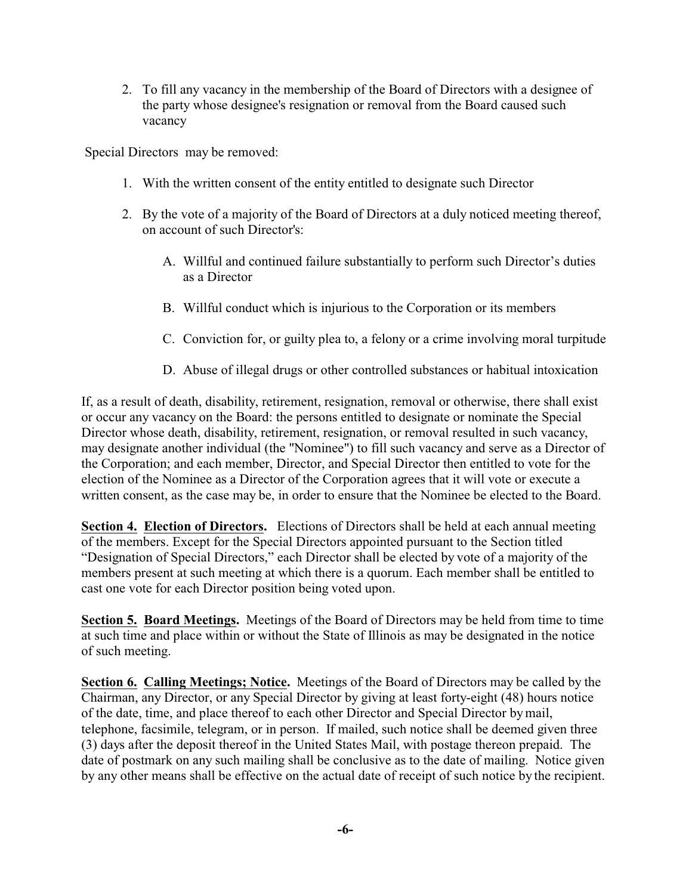2. To fill any vacancy in the membership of the Board of Directors with a designee of the party whose designee's resignation or removal from the Board caused such vacancy

Special Directors may be removed:

1. With the written consent of the entity entitled to designate such Director
2. By the vote of a majority of the Board of Directors at a duly noticed meeting thereof, on account of such Director's:

   A. Willful and continued failure substantially to perform such Director's duties as a Director

   B. Willful conduct which is injurious to the Corporation or its members

   C. Conviction for, or guilty plea to, a felony or a crime involving moral turpitude

   D. Abuse of illegal drugs or other controlled substances or habitual intoxication

If, as a result of death, disability, retirement, resignation, removal or otherwise, there shall exist or occur any vacancy on the Board: the persons entitled to designate or nominate the Special Director whose death, disability, retirement, resignation, or removal resulted in such vacancy, may designate another individual (the "Nominee") to fill such vacancy and serve as a Director of the Corporation; and each member, Director, and Special Director then entitled to vote for the election of the Nominee as a Director of the Corporation agrees that it will vote or execute a written consent, as the case may be, in order to ensure that the Nominee be elected to the Board.

**Section 4. Election of Directors.** Elections of Directors shall be held at each annual meeting of the members. Except for the Special Directors appointed pursuant to the Section titled "Designation of Special Directors," each Director shall be elected by vote of a majority of the members present at such meeting at which there is a quorum. Each member shall be entitled to cast one vote for each Director position being voted upon.

**Section 5. Board Meetings.** Meetings of the Board of Directors may be held from time to time at such time and place within or without the State of Illinois as may be designated in the notice of such meeting.

**Section 6. Calling Meetings; Notice.** Meetings of the Board of Directors may be called by the Chairman, any Director, or any Special Director by giving at least forty-eight (48) hours notice of the date, time, and place thereof to each other Director and Special Director by mail, telephone, facsimile, telegram, or in person. If mailed, such notice shall be deemed given three (3) days after the deposit thereof in the United States Mail, with postage thereon prepaid. The date of postmark on any such mailing shall be conclusive as to the date of mailing. Notice given by any other means shall be effective on the actual date of receipt of such notice by the recipient.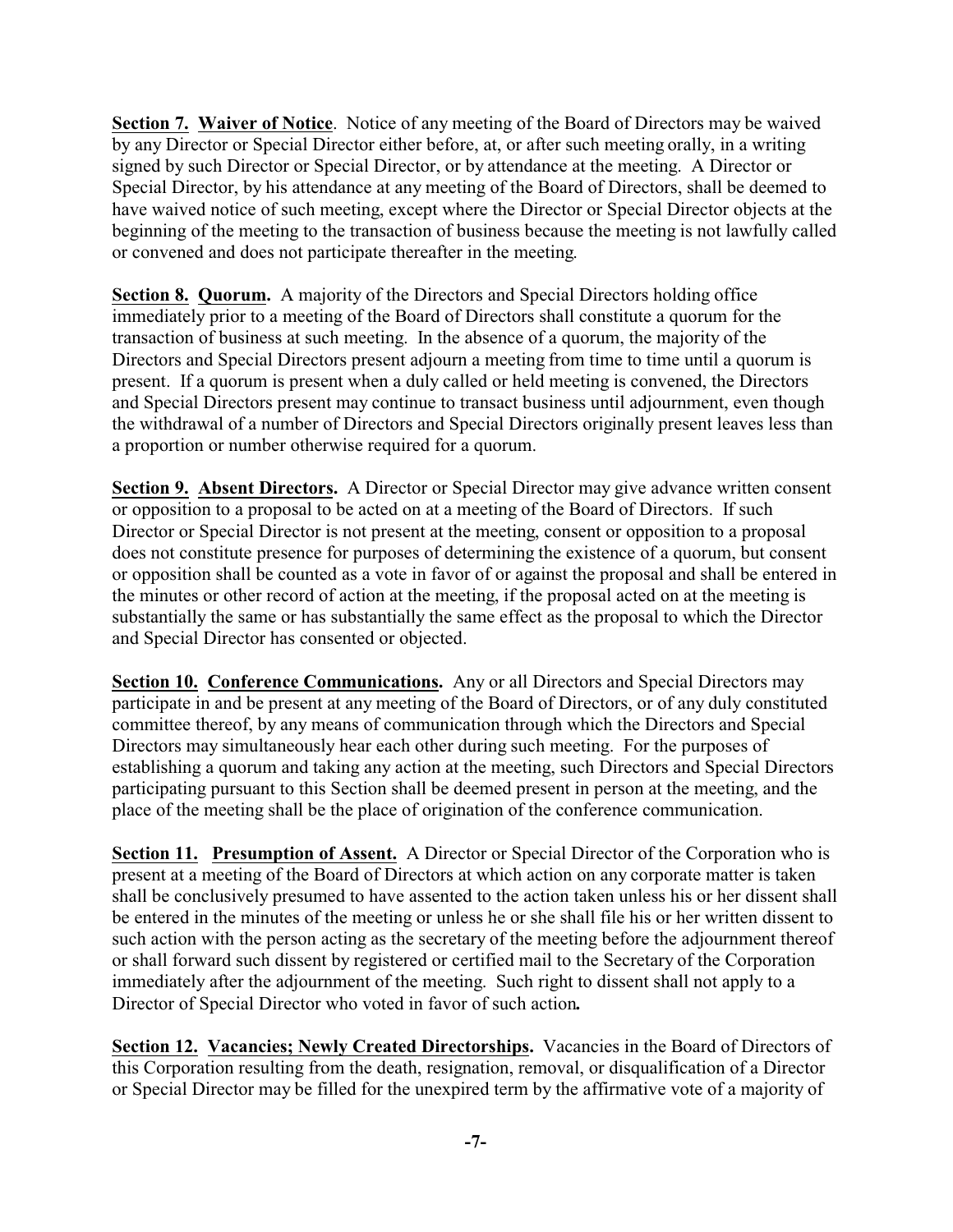**Section 7. Waiver of Notice**. Notice of any meeting of the Board of Directors may be waived by any Director or Special Director either before, at, or after such meeting orally, in a writing signed by such Director or Special Director, or by attendance at the meeting. A Director or Special Director, by his attendance at any meeting of the Board of Directors, shall be deemed to have waived notice of such meeting, except where the Director or Special Director objects at the beginning of the meeting to the transaction of business because the meeting is not lawfully called or convened and does not participate thereafter in the meeting.

**Section 8. Quorum.** A majority of the Directors and Special Directors holding office immediately prior to a meeting of the Board of Directors shall constitute a quorum for the transaction of business at such meeting. In the absence of a quorum, the majority of the Directors and Special Directors present adjourn a meeting from time to time until a quorum is present. If a quorum is present when a duly called or held meeting is convened, the Directors and Special Directors present may continue to transact business until adjournment, even though the withdrawal of a number of Directors and Special Directors originally present leaves less than a proportion or number otherwise required for a quorum.

**Section 9. Absent Directors.** A Director or Special Director may give advance written consent or opposition to a proposal to be acted on at a meeting of the Board of Directors. If such Director or Special Director is not present at the meeting, consent or opposition to a proposal does not constitute presence for purposes of determining the existence of a quorum, but consent or opposition shall be counted as a vote in favor of or against the proposal and shall be entered in the minutes or other record of action at the meeting, if the proposal acted on at the meeting is substantially the same or has substantially the same effect as the proposal to which the Director and Special Director has consented or objected.

**Section 10. Conference Communications.** Any or all Directors and Special Directors may participate in and be present at any meeting of the Board of Directors, or of any duly constituted committee thereof, by any means of communication through which the Directors and Special Directors may simultaneously hear each other during such meeting. For the purposes of establishing a quorum and taking any action at the meeting, such Directors and Special Directors participating pursuant to this Section shall be deemed present in person at the meeting, and the place of the meeting shall be the place of origination of the conference communication.

**Section 11. Presumption of Assent.** A Director or Special Director of the Corporation who is present at a meeting of the Board of Directors at which action on any corporate matter is taken shall be conclusively presumed to have assented to the action taken unless his or her dissent shall be entered in the minutes of the meeting or unless he or she shall file his or her written dissent to such action with the person acting as the secretary of the meeting before the adjournment thereof or shall forward such dissent by registered or certified mail to the Secretary of the Corporation immediately after the adjournment of the meeting. Such right to dissent shall not apply to a Director of Special Director who voted in favor of such action**.**

**Section 12. Vacancies; Newly Created Directorships.** Vacancies in the Board of Directors of this Corporation resulting from the death, resignation, removal, or disqualification of a Director or Special Director may be filled for the unexpired term by the affirmative vote of a majority of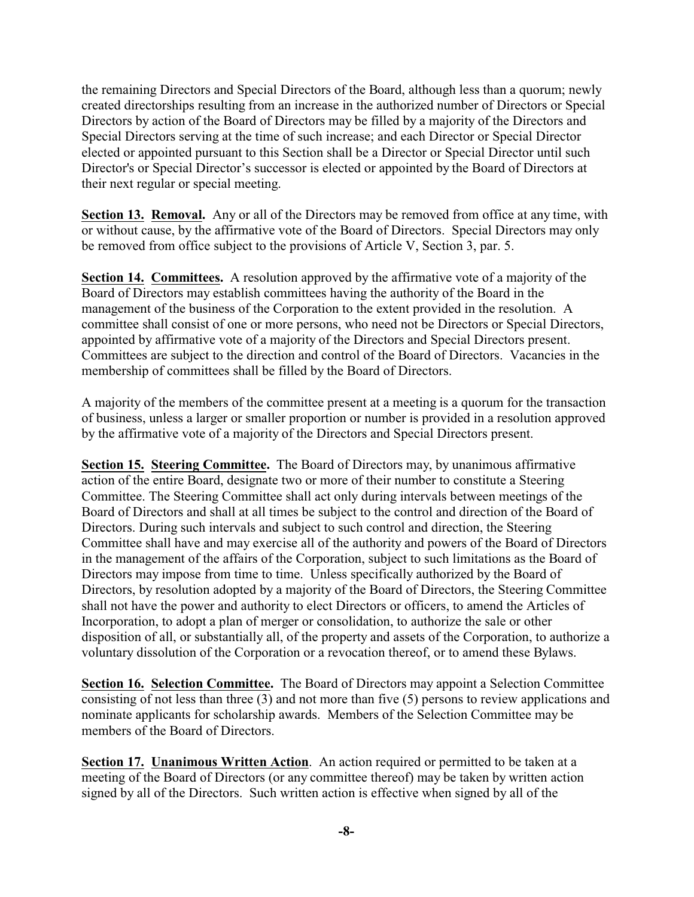the remaining Directors and Special Directors of the Board, although less than a quorum; newly created directorships resulting from an increase in the authorized number of Directors or Special Directors by action of the Board of Directors may be filled by a majority of the Directors and Special Directors serving at the time of such increase; and each Director or Special Director elected or appointed pursuant to this Section shall be a Director or Special Director until such Director's or Special Director's successor is elected or appointed by the Board of Directors at their next regular or special meeting.

**Section 13. Removal.** Any or all of the Directors may be removed from office at any time, with or without cause, by the affirmative vote of the Board of Directors. Special Directors may only be removed from office subject to the provisions of Article V, Section 3, par. 5.

**Section 14. Committees.** A resolution approved by the affirmative vote of a majority of the Board of Directors may establish committees having the authority of the Board in the management of the business of the Corporation to the extent provided in the resolution. A committee shall consist of one or more persons, who need not be Directors or Special Directors, appointed by affirmative vote of a majority of the Directors and Special Directors present. Committees are subject to the direction and control of the Board of Directors. Vacancies in the membership of committees shall be filled by the Board of Directors.

A majority of the members of the committee present at a meeting is a quorum for the transaction of business, unless a larger or smaller proportion or number is provided in a resolution approved by the affirmative vote of a majority of the Directors and Special Directors present.

**Section 15. Steering Committee.** The Board of Directors may, by unanimous affirmative action of the entire Board, designate two or more of their number to constitute a Steering Committee. The Steering Committee shall act only during intervals between meetings of the Board of Directors and shall at all times be subject to the control and direction of the Board of Directors. During such intervals and subject to such control and direction, the Steering Committee shall have and may exercise all of the authority and powers of the Board of Directors in the management of the affairs of the Corporation, subject to such limitations as the Board of Directors may impose from time to time. Unless specifically authorized by the Board of Directors, by resolution adopted by a majority of the Board of Directors, the Steering Committee shall not have the power and authority to elect Directors or officers, to amend the Articles of Incorporation, to adopt a plan of merger or consolidation, to authorize the sale or other disposition of all, or substantially all, of the property and assets of the Corporation, to authorize a voluntary dissolution of the Corporation or a revocation thereof, or to amend these Bylaws.

**Section 16. Selection Committee.** The Board of Directors may appoint a Selection Committee consisting of not less than three (3) and not more than five (5) persons to review applications and nominate applicants for scholarship awards. Members of the Selection Committee may be members of the Board of Directors.

**Section 17. Unanimous Written Action**. An action required or permitted to be taken at a meeting of the Board of Directors (or any committee thereof) may be taken by written action signed by all of the Directors. Such written action is effective when signed by all of the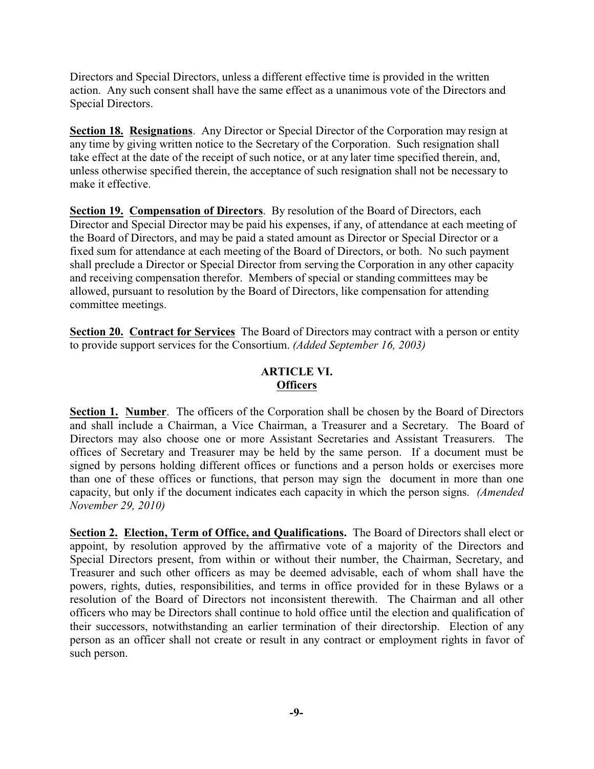Directors and Special Directors, unless a different effective time is provided in the written action. Any such consent shall have the same effect as a unanimous vote of the Directors and Special Directors.

**Section 18. Resignations**. Any Director or Special Director of the Corporation may resign at any time by giving written notice to the Secretary of the Corporation. Such resignation shall take effect at the date of the receipt of such notice, or at any later time specified therein, and, unless otherwise specified therein, the acceptance of such resignation shall not be necessary to make it effective.

**Section 19. Compensation of Directors**. By resolution of the Board of Directors, each Director and Special Director may be paid his expenses, if any, of attendance at each meeting of the Board of Directors, and may be paid a stated amount as Director or Special Director or a fixed sum for attendance at each meeting of the Board of Directors, or both. No such payment shall preclude a Director or Special Director from serving the Corporation in any other capacity and receiving compensation therefor. Members of special or standing committees may be allowed, pursuant to resolution by the Board of Directors, like compensation for attending committee meetings.

**Section 20. Contract for Services** The Board of Directors may contract with a person or entity to provide support services for the Consortium. *(Added September 16, 2003)*

## ARTICLE VI.
## Officers

**Section 1. Number**. The officers of the Corporation shall be chosen by the Board of Directors and shall include a Chairman, a Vice Chairman, a Treasurer and a Secretary. The Board of Directors may also choose one or more Assistant Secretaries and Assistant Treasurers. The offices of Secretary and Treasurer may be held by the same person. If a document must be signed by persons holding different offices or functions and a person holds or exercises more than one of these offices or functions, that person may sign the document in more than one capacity, but only if the document indicates each capacity in which the person signs. *(Amended November 29, 2010)*

**Section 2. Election, Term of Office, and Qualifications.** The Board of Directors shall elect or appoint, by resolution approved by the affirmative vote of a majority of the Directors and Special Directors present, from within or without their number, the Chairman, Secretary, and Treasurer and such other officers as may be deemed advisable, each of whom shall have the powers, rights, duties, responsibilities, and terms in office provided for in these Bylaws or a resolution of the Board of Directors not inconsistent therewith. The Chairman and all other officers who may be Directors shall continue to hold office until the election and qualification of their successors, notwithstanding an earlier termination of their directorship. Election of any person as an officer shall not create or result in any contract or employment rights in favor of such person.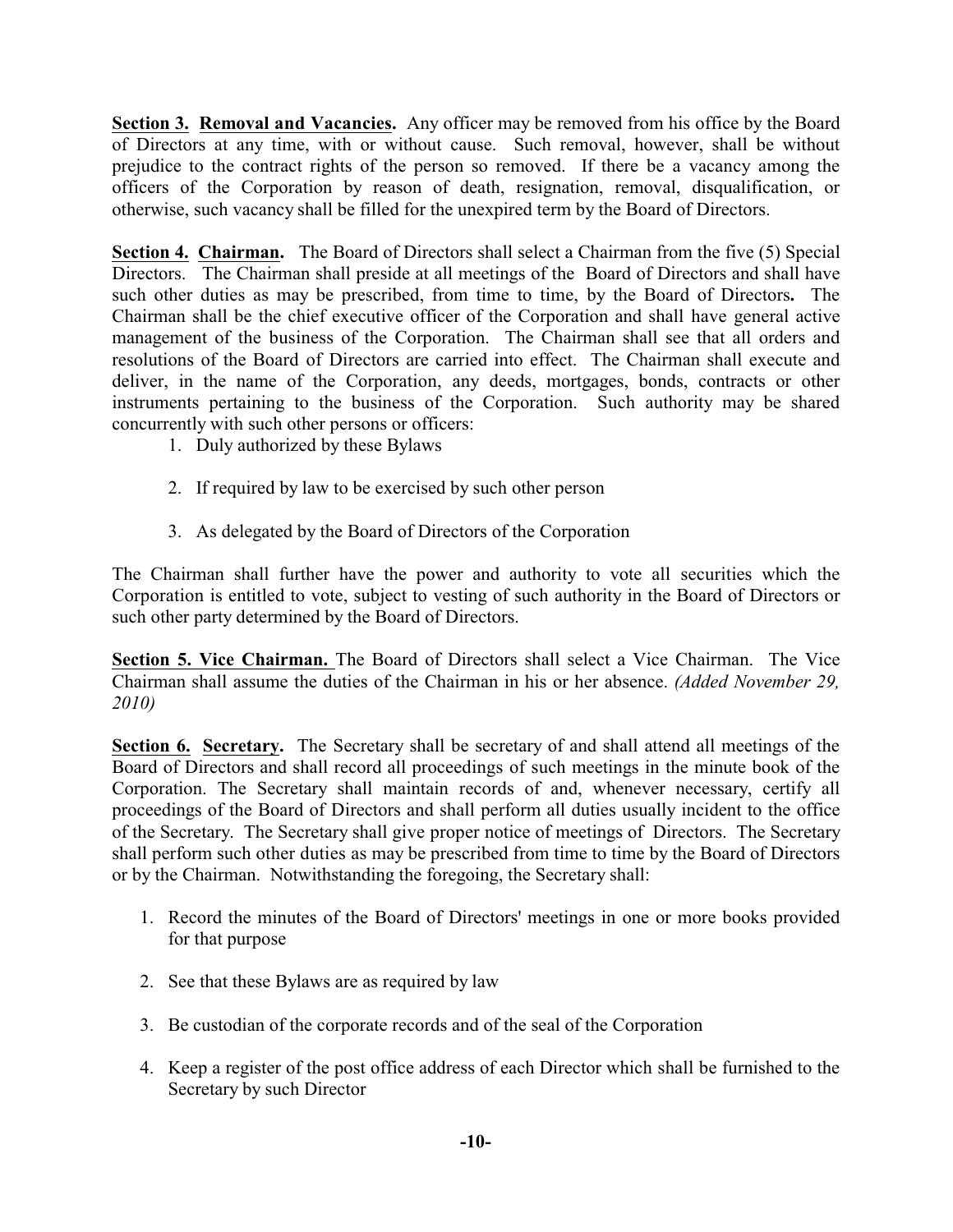**Section 3. Removal and Vacancies.** Any officer may be removed from his office by the Board of Directors at any time, with or without cause. Such removal, however, shall be without prejudice to the contract rights of the person so removed. If there be a vacancy among the officers of the Corporation by reason of death, resignation, removal, disqualification, or otherwise, such vacancy shall be filled for the unexpired term by the Board of Directors.

**Section 4. Chairman.** The Board of Directors shall select a Chairman from the five (5) Special Directors. The Chairman shall preside at all meetings of the Board of Directors and shall have such other duties as may be prescribed, from time to time, by the Board of Directors**.** The Chairman shall be the chief executive officer of the Corporation and shall have general active management of the business of the Corporation. The Chairman shall see that all orders and resolutions of the Board of Directors are carried into effect. The Chairman shall execute and deliver, in the name of the Corporation, any deeds, mortgages, bonds, contracts or other instruments pertaining to the business of the Corporation. Such authority may be shared concurrently with such other persons or officers:

1. Duly authorized by these Bylaws
2. If required by law to be exercised by such other person
3. As delegated by the Board of Directors of the Corporation

The Chairman shall further have the power and authority to vote all securities which the Corporation is entitled to vote, subject to vesting of such authority in the Board of Directors or such other party determined by the Board of Directors.

**Section 5. Vice Chairman.** The Board of Directors shall select a Vice Chairman. The Vice Chairman shall assume the duties of the Chairman in his or her absence. *(Added November 29, 2010)*

**Section 6. Secretary.** The Secretary shall be secretary of and shall attend all meetings of the Board of Directors and shall record all proceedings of such meetings in the minute book of the Corporation. The Secretary shall maintain records of and, whenever necessary, certify all proceedings of the Board of Directors and shall perform all duties usually incident to the office of the Secretary. The Secretary shall give proper notice of meetings of Directors. The Secretary shall perform such other duties as may be prescribed from time to time by the Board of Directors or by the Chairman. Notwithstanding the foregoing, the Secretary shall:

1. Record the minutes of the Board of Directors' meetings in one or more books provided for that purpose
2. See that these Bylaws are as required by law
3. Be custodian of the corporate records and of the seal of the Corporation
4. Keep a register of the post office address of each Director which shall be furnished to the Secretary by such Director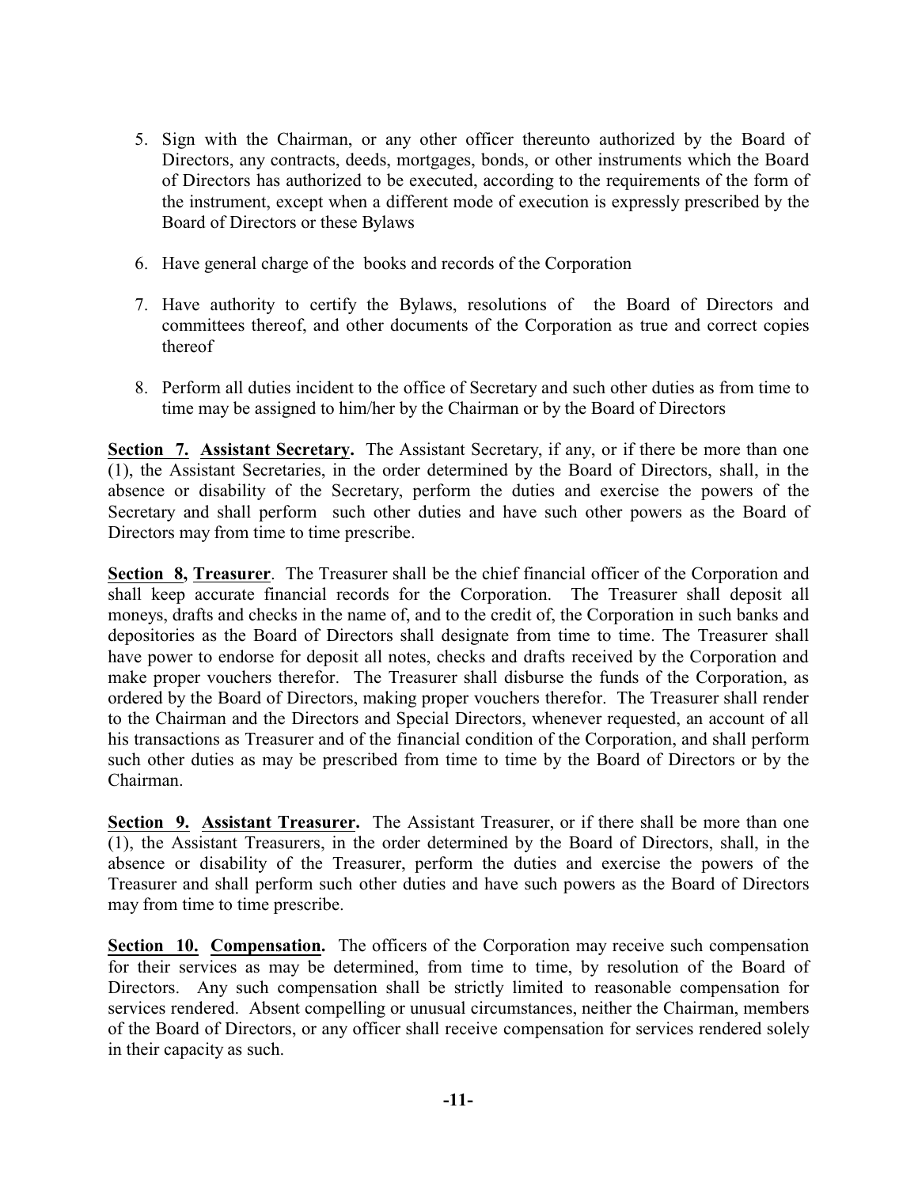5. Sign with the Chairman, or any other officer thereunto authorized by the Board of Directors, any contracts, deeds, mortgages, bonds, or other instruments which the Board of Directors has authorized to be executed, according to the requirements of the form of the instrument, except when a different mode of execution is expressly prescribed by the Board of Directors or these Bylaws

6. Have general charge of the books and records of the Corporation

7. Have authority to certify the Bylaws, resolutions of the Board of Directors and committees thereof, and other documents of the Corporation as true and correct copies thereof

8. Perform all duties incident to the office of Secretary and such other duties as from time to time may be assigned to him/her by the Chairman or by the Board of Directors

**Section 7. Assistant Secretary.** The Assistant Secretary, if any, or if there be more than one (1), the Assistant Secretaries, in the order determined by the Board of Directors, shall, in the absence or disability of the Secretary, perform the duties and exercise the powers of the Secretary and shall perform such other duties and have such other powers as the Board of Directors may from time to time prescribe.

**Section 8, Treasurer**. The Treasurer shall be the chief financial officer of the Corporation and shall keep accurate financial records for the Corporation. The Treasurer shall deposit all moneys, drafts and checks in the name of, and to the credit of, the Corporation in such banks and depositories as the Board of Directors shall designate from time to time. The Treasurer shall have power to endorse for deposit all notes, checks and drafts received by the Corporation and make proper vouchers therefor. The Treasurer shall disburse the funds of the Corporation, as ordered by the Board of Directors, making proper vouchers therefor. The Treasurer shall render to the Chairman and the Directors and Special Directors, whenever requested, an account of all his transactions as Treasurer and of the financial condition of the Corporation, and shall perform such other duties as may be prescribed from time to time by the Board of Directors or by the Chairman.

**Section 9. Assistant Treasurer.** The Assistant Treasurer, or if there shall be more than one (1), the Assistant Treasurers, in the order determined by the Board of Directors, shall, in the absence or disability of the Treasurer, perform the duties and exercise the powers of the Treasurer and shall perform such other duties and have such powers as the Board of Directors may from time to time prescribe.

**Section 10. Compensation.** The officers of the Corporation may receive such compensation for their services as may be determined, from time to time, by resolution of the Board of Directors. Any such compensation shall be strictly limited to reasonable compensation for services rendered. Absent compelling or unusual circumstances, neither the Chairman, members of the Board of Directors, or any officer shall receive compensation for services rendered solely in their capacity as such.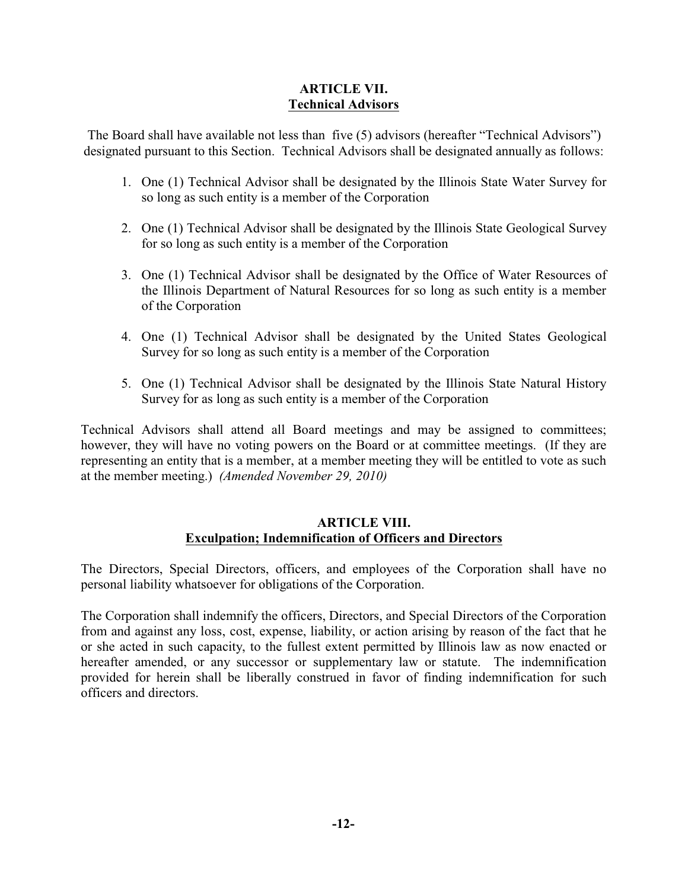## ARTICLE VII.
## Technical Advisors

The Board shall have available not less than five (5) advisors (hereafter "Technical Advisors") designated pursuant to this Section. Technical Advisors shall be designated annually as follows:

1. One (1) Technical Advisor shall be designated by the Illinois State Water Survey for so long as such entity is a member of the Corporation
2. One (1) Technical Advisor shall be designated by the Illinois State Geological Survey for so long as such entity is a member of the Corporation
3. One (1) Technical Advisor shall be designated by the Office of Water Resources of the Illinois Department of Natural Resources for so long as such entity is a member of the Corporation
4. One (1) Technical Advisor shall be designated by the United States Geological Survey for so long as such entity is a member of the Corporation
5. One (1) Technical Advisor shall be designated by the Illinois State Natural History Survey for as long as such entity is a member of the Corporation

Technical Advisors shall attend all Board meetings and may be assigned to committees; however, they will have no voting powers on the Board or at committee meetings. (If they are representing an entity that is a member, at a member meeting they will be entitled to vote as such at the member meeting.) *(Amended November 29, 2010)*

## ARTICLE VIII.
## Exculpation; Indemnification of Officers and Directors

The Directors, Special Directors, officers, and employees of the Corporation shall have no personal liability whatsoever for obligations of the Corporation.

The Corporation shall indemnify the officers, Directors, and Special Directors of the Corporation from and against any loss, cost, expense, liability, or action arising by reason of the fact that he or she acted in such capacity, to the fullest extent permitted by Illinois law as now enacted or hereafter amended, or any successor or supplementary law or statute. The indemnification provided for herein shall be liberally construed in favor of finding indemnification for such officers and directors.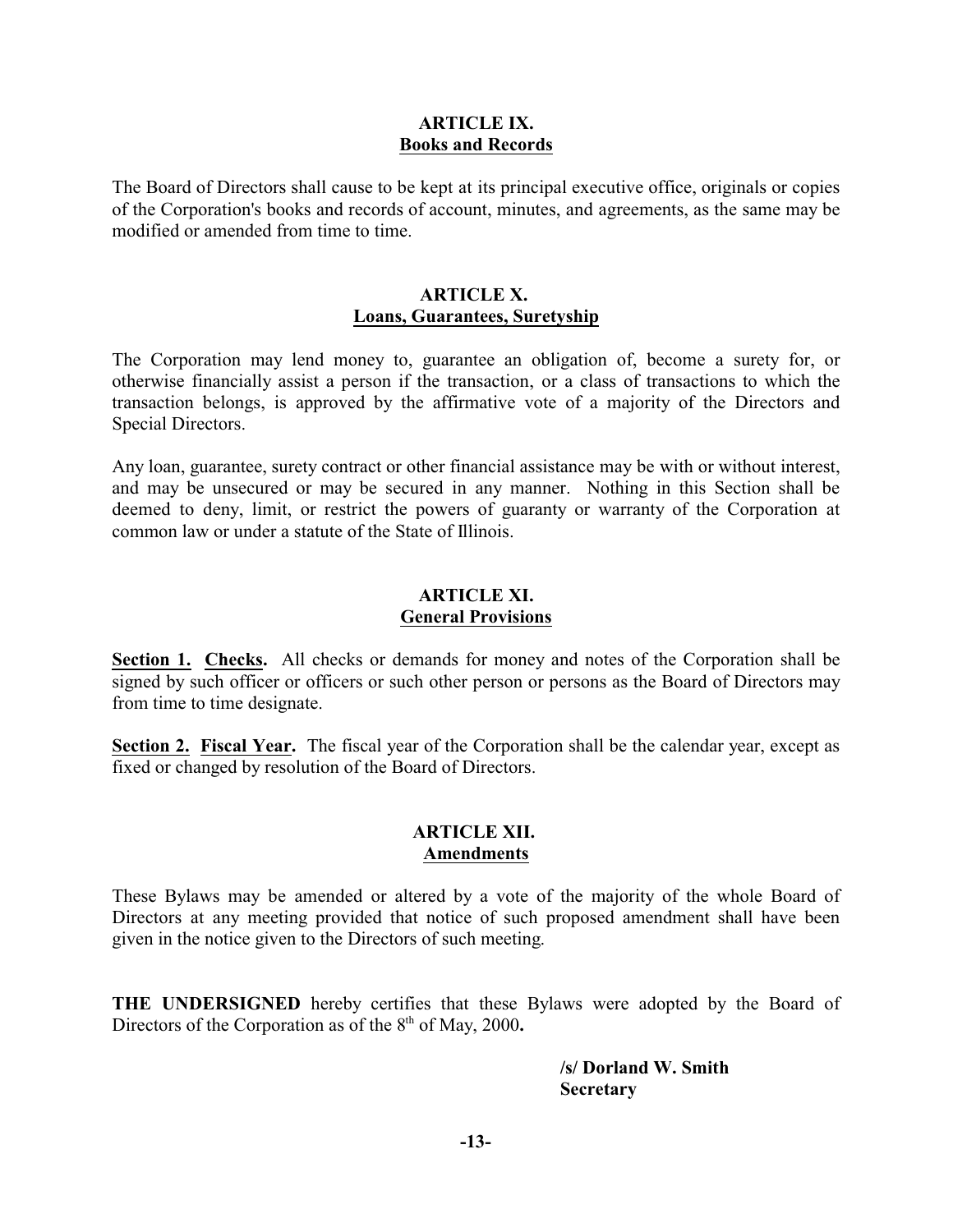## ARTICLE IX.
## Books and Records

The Board of Directors shall cause to be kept at its principal executive office, originals or copies of the Corporation's books and records of account, minutes, and agreements, as the same may be modified or amended from time to time.

## ARTICLE X.
## Loans, Guarantees, Suretyship

The Corporation may lend money to, guarantee an obligation of, become a surety for, or otherwise financially assist a person if the transaction, or a class of transactions to which the transaction belongs, is approved by the affirmative vote of a majority of the Directors and Special Directors.

Any loan, guarantee, surety contract or other financial assistance may be with or without interest, and may be unsecured or may be secured in any manner. Nothing in this Section shall be deemed to deny, limit, or restrict the powers of guaranty or warranty of the Corporation at common law or under a statute of the State of Illinois.

## ARTICLE XI.
## General Provisions

**Section 1. Checks.** All checks or demands for money and notes of the Corporation shall be signed by such officer or officers or such other person or persons as the Board of Directors may from time to time designate.

**Section 2. Fiscal Year.** The fiscal year of the Corporation shall be the calendar year, except as fixed or changed by resolution of the Board of Directors.

## ARTICLE XII.
## Amendments

These Bylaws may be amended or altered by a vote of the majority of the whole Board of Directors at any meeting provided that notice of such proposed amendment shall have been given in the notice given to the Directors of such meeting.

**THE UNDERSIGNED** hereby certifies that these Bylaws were adopted by the Board of Directors of the Corporation as of the 8th of May, 2000**.**

**/s/ Dorland W. Smith**
**Secretary**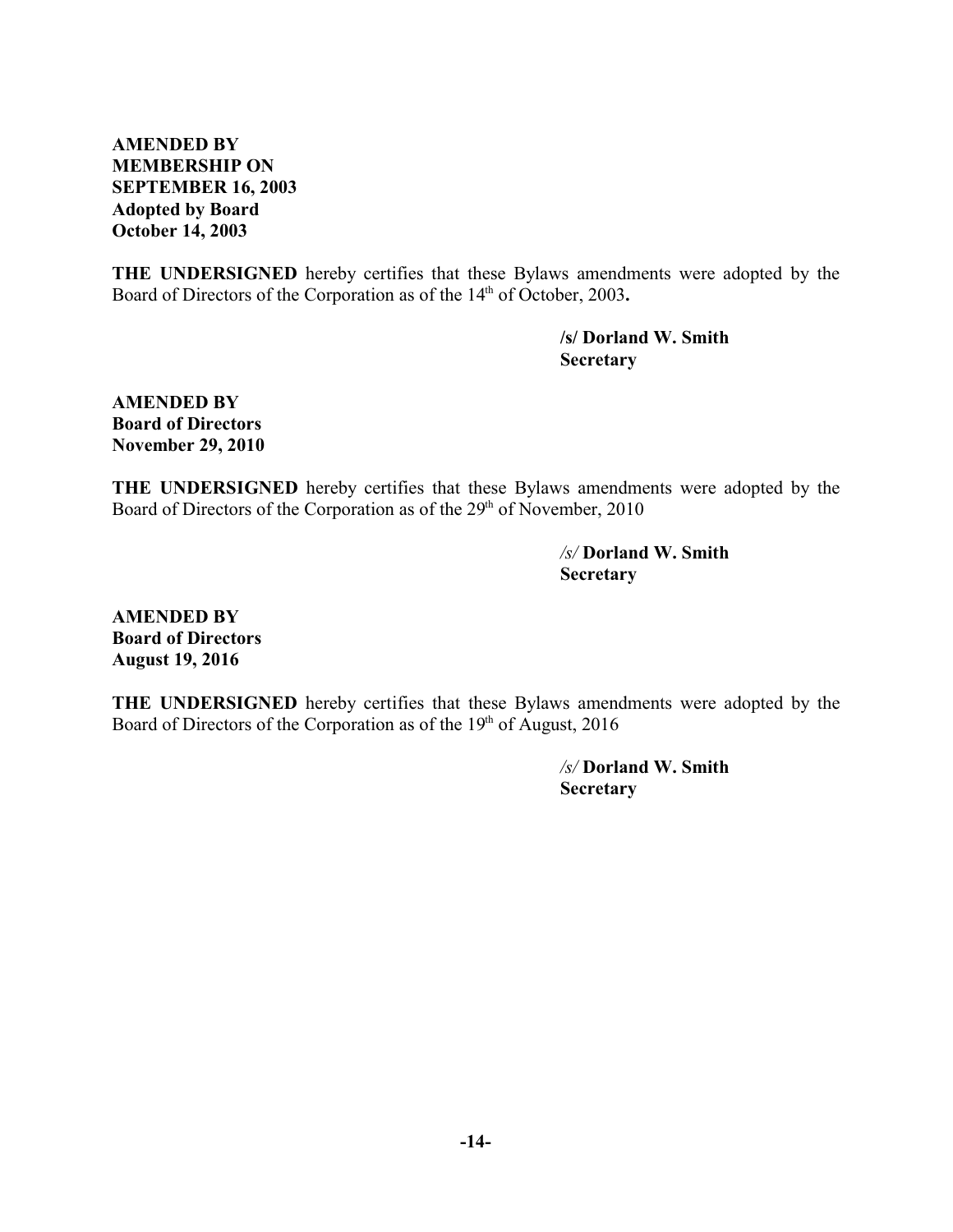**AMENDED BY**
**MEMBERSHIP ON**
**SEPTEMBER 16, 2003**
**Adopted by Board**
**October 14, 2003**

**THE UNDERSIGNED** hereby certifies that these Bylaws amendments were adopted by the Board of Directors of the Corporation as of the 14th of October, 2003**.**

**/s/ Dorland W. Smith**
**Secretary**

**AMENDED BY**
**Board of Directors**
**November 29, 2010**

**THE UNDERSIGNED** hereby certifies that these Bylaws amendments were adopted by the Board of Directors of the Corporation as of the 29th of November, 2010

*/s/* **Dorland W. Smith**
**Secretary**

**AMENDED BY**
**Board of Directors**
**August 19, 2016**

**THE UNDERSIGNED** hereby certifies that these Bylaws amendments were adopted by the Board of Directors of the Corporation as of the 19th of August, 2016

*/s/* **Dorland W. Smith**
**Secretary**